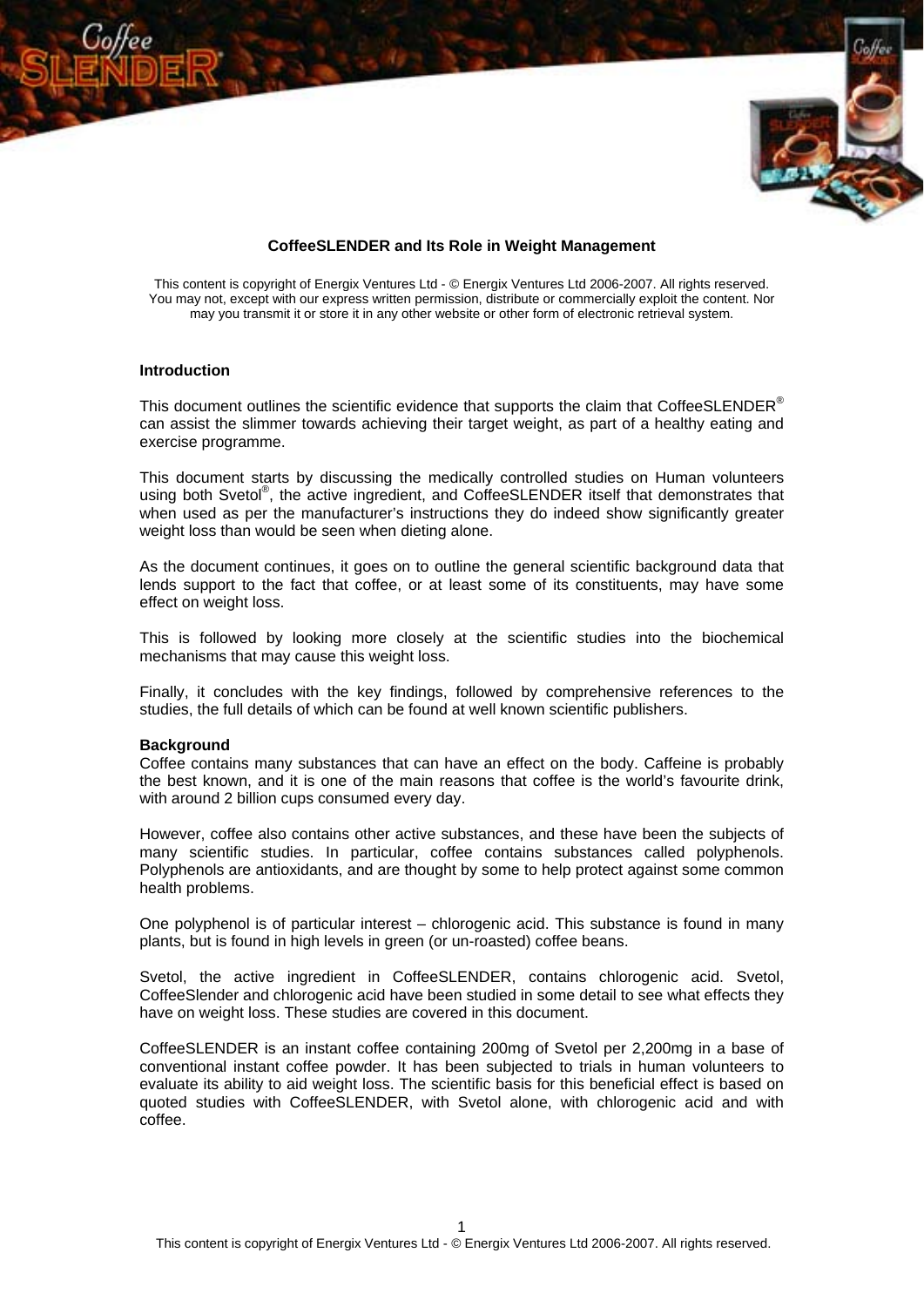# CoffeeSLENDER and Its Role in Weight Management

This content is copyright of Energix Ventures Ltd - © Energix Ventures Ltd 2006-2007. All rights reserved. You may not, except with our express written permission, distribute or commercially exploit the content. Nor may you transmit it or store it in any other website or other form of electronic retrieval system.

## Introduction

This document outlines the scientific evidence that supports the claim that CoffeeSLENDER® can assist the slimmer towards achieving their target weight, as part of a healthy eating and exercise programme.

This document starts by discussing the medically controlled studies on Human volunteers using both Svetol®, the active ingredient, and CoffeeSLENDER itself that demonstrates that when used as per the manufacturer's instructions they do indeed show significantly greater weight loss than would be seen when dieting alone.

As the document continues, it goes on to outline the general scientific background data that lends support to the fact that coffee, or at least some of its constituents, may have some effect on weight loss.

This is followed by looking more closely at the scientific studies into the biochemical mechanisms that may cause this weight loss.

Finally, it concludes with the key findings, followed by comprehensive references to the studies, the full details of which can be found at well known scientific publishers.

## Background

Coffee contains many substances that can have an effect on the body. Caffeine is probably the best known, and it is one of the main reasons that coffee is the world's favourite drink, with around 2 billion cups consumed every day.

However, coffee also contains other active substances, and these have been the subjects of many scientific studies. In particular, coffee contains substances called polyphenols. Polyphenols are antioxidants, and are thought by some to help protect against some common health problems.

One polyphenol is of particular interest – chlorogenic acid. This substance is found in many plants, but is found in high levels in green (or un-roasted) coffee beans.

Svetol, the active ingredient in CoffeeSLENDER, contains chlorogenic acid. Svetol, CoffeeSlender and chlorogenic acid have been studied in some detail to see what effects they have on weight loss. These studies are covered in this document.

CoffeeSLENDER is an instant coffee containing 200mg of Svetol per 2,200mg in a base of conventional instant coffee powder. It has been subjected to trials in human volunteers to evaluate its ability to aid weight loss. The scientific basis for this beneficial effect is based on quoted studies with CoffeeSLENDER, with Svetol alone, with chlorogenic acid and with coffee.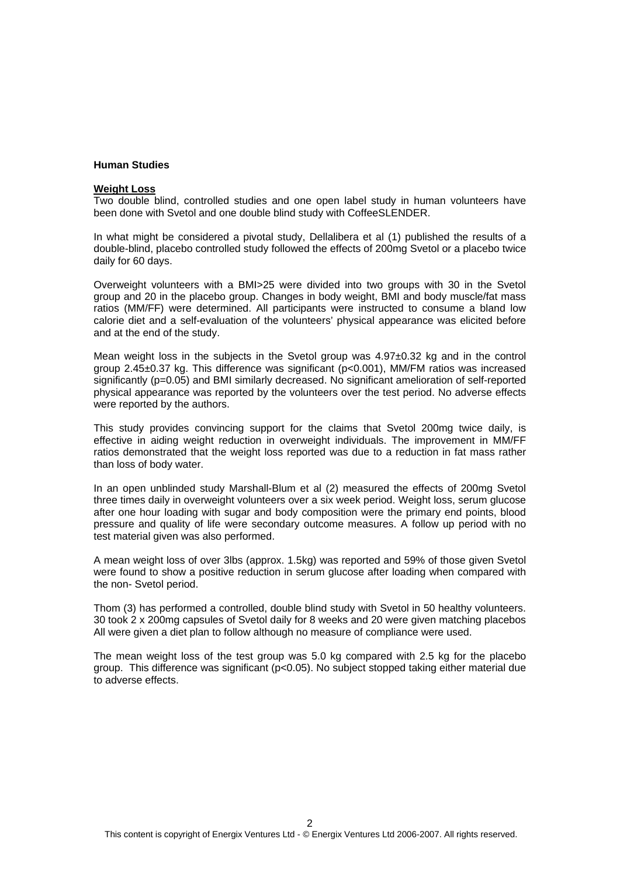**Human Studies**

**Weight Loss**

Two double blind, controlled studies and one open label study in human volunteers have been done with Svetol and one double blind study with CoffeeSLENDER.

In what might be considered a pivotal study, Dellalibera et al (1) published the results of a double-blind, placebo controlled study followed the effects of 200mg Svetol or a placebo twice daily for 60 days.

Overweight volunteers with a BMI>25 were divided into two groups with 30 in the Svetol group and 20 in the placebo group. Changes in body weight, BMI and body muscle/fat mass ratios (MM/FF) were determined. All participants were instructed to consume a bland low calorie diet and a self-evaluation of the volunteers' physical appearance was elicited before and at the end of the study.

Mean weight loss in the subjects in the Svetol group was 4.97±0.32 kg and in the control group 2.45±0.37 kg. This difference was significant ($p<0.001$), MM/FM ratios was increased significantly ($p=0.05$) and BMI similarly decreased. No significant amelioration of self-reported physical appearance was reported by the volunteers over the test period. No adverse effects were reported by the authors.

This study provides convincing support for the claims that Svetol 200mg twice daily, is effective in aiding weight reduction in overweight individuals. The improvement in MM/FF ratios demonstrated that the weight loss reported was due to a reduction in fat mass rather than loss of body water.

In an open unblinded study Marshall-Blum et al (2) measured the effects of 200mg Svetol three times daily in overweight volunteers over a six week period. Weight loss, serum glucose after one hour loading with sugar and body composition were the primary end points, blood pressure and quality of life were secondary outcome measures. A follow up period with no test material given was also performed.

A mean weight loss of over 3lbs (approx. 1.5kg) was reported and 59% of those given Svetol were found to show a positive reduction in serum glucose after loading when compared with the non- Svetol period.

Thom (3) has performed a controlled, double blind study with Svetol in 50 healthy volunteers. 30 took 2 x 200mg capsules of Svetol daily for 8 weeks and 20 were given matching placebos All were given a diet plan to follow although no measure of compliance were used.

The mean weight loss of the test group was 5.0 kg compared with 2.5 kg for the placebo group. This difference was significant ($p<0.05$). No subject stopped taking either material due to adverse effects.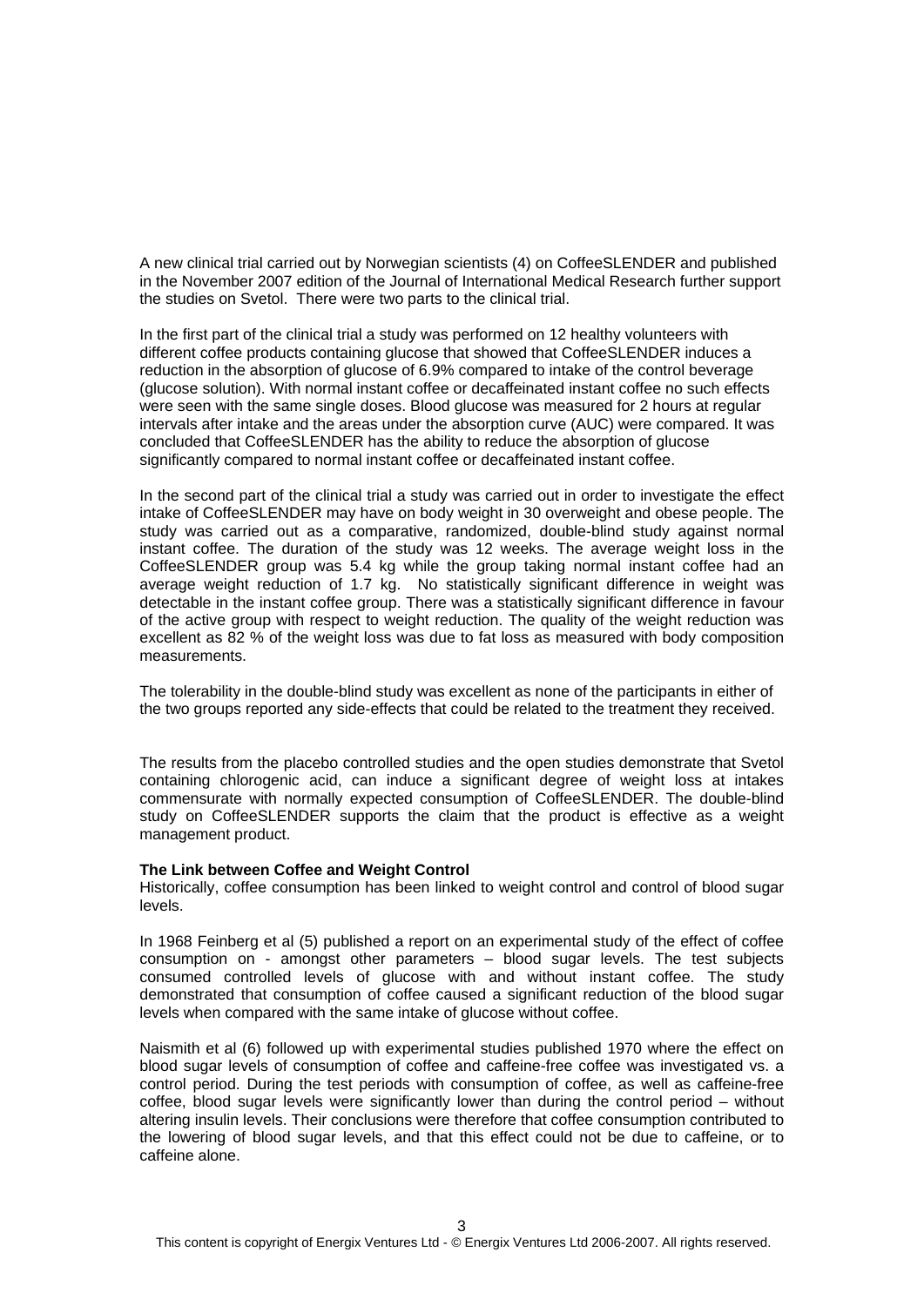A new clinical trial carried out by Norwegian scientists (4) on CoffeeSLENDER and published in the November 2007 edition of the Journal of International Medical Research further support the studies on Svetol. There were two parts to the clinical trial.

In the first part of the clinical trial a study was performed on 12 healthy volunteers with different coffee products containing glucose that showed that CoffeeSLENDER induces a reduction in the absorption of glucose of 6.9% compared to intake of the control beverage (glucose solution). With normal instant coffee or decaffeinated instant coffee no such effects were seen with the same single doses. Blood glucose was measured for 2 hours at regular intervals after intake and the areas under the absorption curve (AUC) were compared. It was concluded that CoffeeSLENDER has the ability to reduce the absorption of glucose significantly compared to normal instant coffee or decaffeinated instant coffee.

In the second part of the clinical trial a study was carried out in order to investigate the effect intake of CoffeeSLENDER may have on body weight in 30 overweight and obese people. The study was carried out as a comparative, randomized, double-blind study against normal instant coffee. The duration of the study was 12 weeks. The average weight loss in the CoffeeSLENDER group was 5.4 kg while the group taking normal instant coffee had an average weight reduction of 1.7 kg. No statistically significant difference in weight was detectable in the instant coffee group. There was a statistically significant difference in favour of the active group with respect to weight reduction. The quality of the weight reduction was excellent as 82 % of the weight loss was due to fat loss as measured with body composition measurements.

The tolerability in the double-blind study was excellent as none of the participants in either of the two groups reported any side-effects that could be related to the treatment they received.

The results from the placebo controlled studies and the open studies demonstrate that Svetol containing chlorogenic acid, can induce a significant degree of weight loss at intakes commensurate with normally expected consumption of CoffeeSLENDER. The double-blind study on CoffeeSLENDER supports the claim that the product is effective as a weight management product.

**The Link between Coffee and Weight Control**

Historically, coffee consumption has been linked to weight control and control of blood sugar levels.

In 1968 Feinberg et al (5) published a report on an experimental study of the effect of coffee consumption on - amongst other parameters – blood sugar levels. The test subjects consumed controlled levels of glucose with and without instant coffee. The study demonstrated that consumption of coffee caused a significant reduction of the blood sugar levels when compared with the same intake of glucose without coffee.

Naismith et al (6) followed up with experimental studies published 1970 where the effect on blood sugar levels of consumption of coffee and caffeine-free coffee was investigated vs. a control period. During the test periods with consumption of coffee, as well as caffeine-free coffee, blood sugar levels were significantly lower than during the control period – without altering insulin levels. Their conclusions were therefore that coffee consumption contributed to the lowering of blood sugar levels, and that this effect could not be due to caffeine, or to caffeine alone.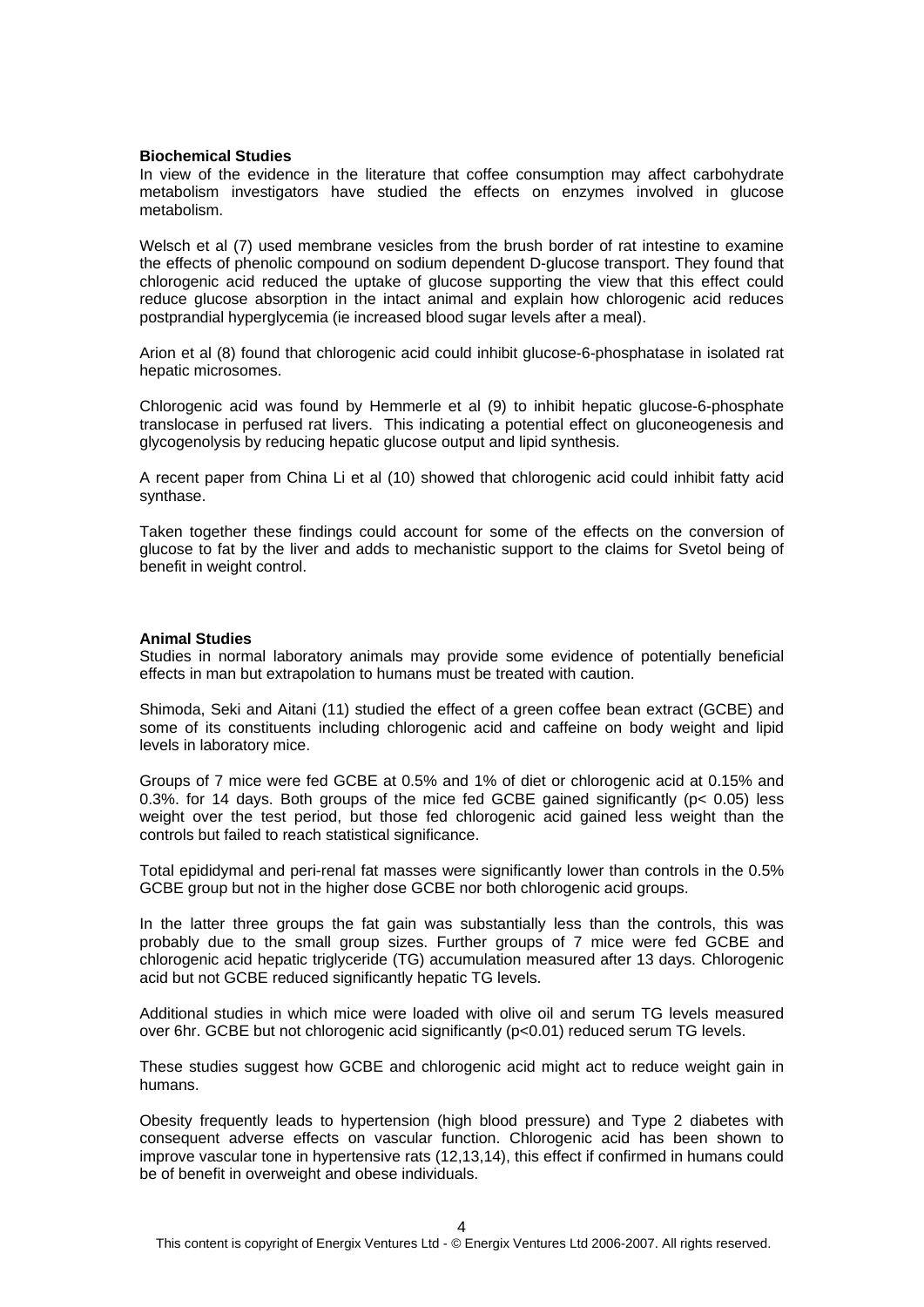**Biochemical Studies**
In view of the evidence in the literature that coffee consumption may affect carbohydrate metabolism investigators have studied the effects on enzymes involved in glucose metabolism.

Welsch et al (7) used membrane vesicles from the brush border of rat intestine to examine the effects of phenolic compound on sodium dependent D-glucose transport. They found that chlorogenic acid reduced the uptake of glucose supporting the view that this effect could reduce glucose absorption in the intact animal and explain how chlorogenic acid reduces postprandial hyperglycemia (ie increased blood sugar levels after a meal).

Arion et al (8) found that chlorogenic acid could inhibit glucose-6-phosphatase in isolated rat hepatic microsomes.

Chlorogenic acid was found by Hemmerle et al (9) to inhibit hepatic glucose-6-phosphate translocase in perfused rat livers. This indicating a potential effect on gluconeogenesis and glycogenolysis by reducing hepatic glucose output and lipid synthesis.

A recent paper from China Li et al (10) showed that chlorogenic acid could inhibit fatty acid synthase.

Taken together these findings could account for some of the effects on the conversion of glucose to fat by the liver and adds to mechanistic support to the claims for Svetol being of benefit in weight control.

**Animal Studies**
Studies in normal laboratory animals may provide some evidence of potentially beneficial effects in man but extrapolation to humans must be treated with caution.

Shimoda, Seki and Aitani (11) studied the effect of a green coffee bean extract (GCBE) and some of its constituents including chlorogenic acid and caffeine on body weight and lipid levels in laboratory mice.

Groups of 7 mice were fed GCBE at 0.5% and 1% of diet or chlorogenic acid at 0.15% and 0.3%. for 14 days. Both groups of the mice fed GCBE gained significantly ($p < 0.05$) less weight over the test period, but those fed chlorogenic acid gained less weight than the controls but failed to reach statistical significance.

Total epididymal and peri-renal fat masses were significantly lower than controls in the 0.5% GCBE group but not in the higher dose GCBE nor both chlorogenic acid groups.

In the latter three groups the fat gain was substantially less than the controls, this was probably due to the small group sizes. Further groups of 7 mice were fed GCBE and chlorogenic acid hepatic triglyceride (TG) accumulation measured after 13 days. Chlorogenic acid but not GCBE reduced significantly hepatic TG levels.

Additional studies in which mice were loaded with olive oil and serum TG levels measured over 6hr. GCBE but not chlorogenic acid significantly ($p<0.01$) reduced serum TG levels.

These studies suggest how GCBE and chlorogenic acid might act to reduce weight gain in humans.

Obesity frequently leads to hypertension (high blood pressure) and Type 2 diabetes with consequent adverse effects on vascular function. Chlorogenic acid has been shown to improve vascular tone in hypertensive rats (12,13,14), this effect if confirmed in humans could be of benefit in overweight and obese individuals.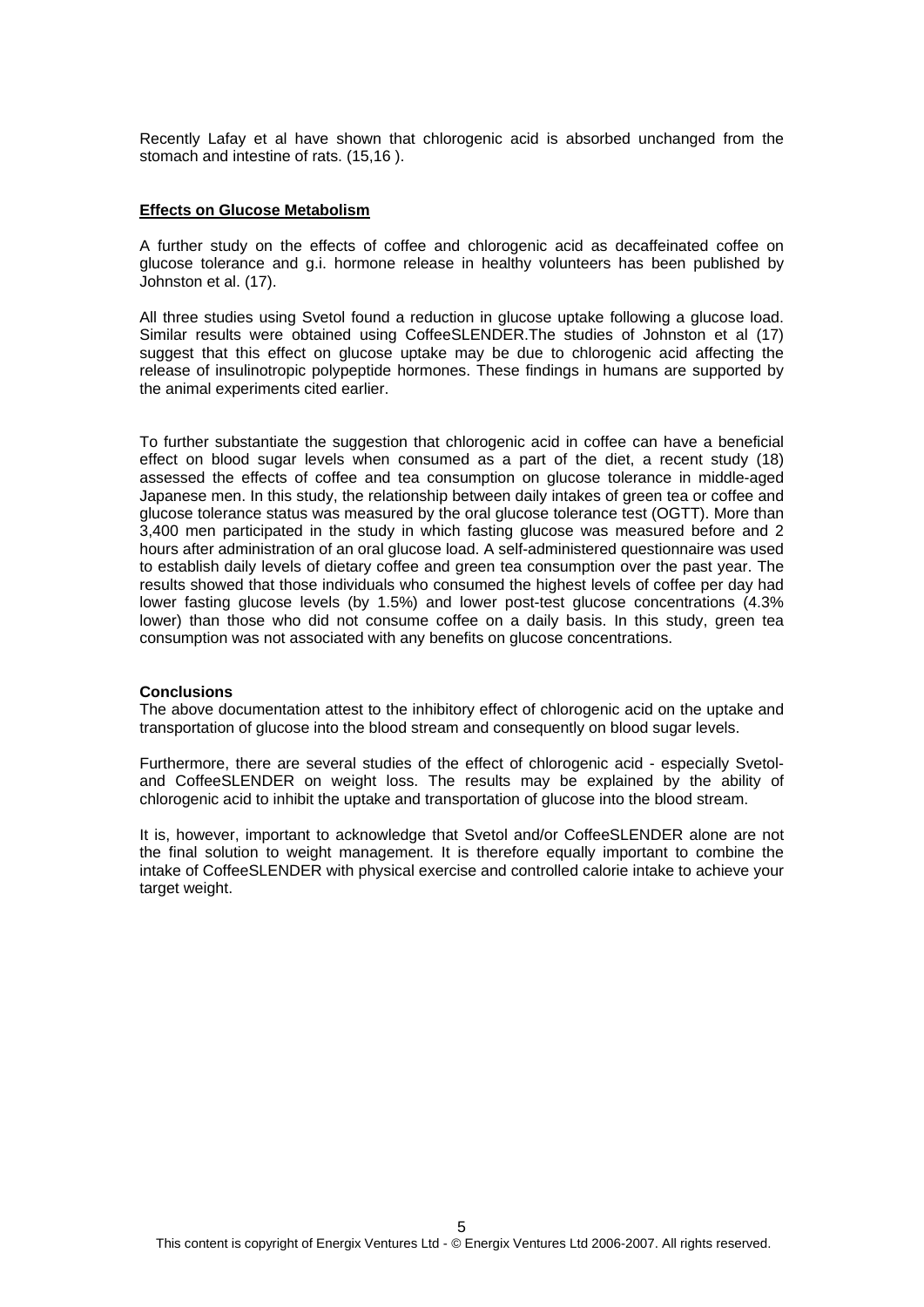Recently Lafay et al have shown that chlorogenic acid is absorbed unchanged from the stomach and intestine of rats. (15,16 ).

## Effects on Glucose Metabolism

A further study on the effects of coffee and chlorogenic acid as decaffeinated coffee on glucose tolerance and g.i. hormone release in healthy volunteers has been published by Johnston et al. (17).

All three studies using Svetol found a reduction in glucose uptake following a glucose load. Similar results were obtained using CoffeeSLENDER.The studies of Johnston et al (17) suggest that this effect on glucose uptake may be due to chlorogenic acid affecting the release of insulinotropic polypeptide hormones. These findings in humans are supported by the animal experiments cited earlier.

To further substantiate the suggestion that chlorogenic acid in coffee can have a beneficial effect on blood sugar levels when consumed as a part of the diet, a recent study (18) assessed the effects of coffee and tea consumption on glucose tolerance in middle-aged Japanese men. In this study, the relationship between daily intakes of green tea or coffee and glucose tolerance status was measured by the oral glucose tolerance test (OGTT). More than 3,400 men participated in the study in which fasting glucose was measured before and 2 hours after administration of an oral glucose load. A self-administered questionnaire was used to establish daily levels of dietary coffee and green tea consumption over the past year. The results showed that those individuals who consumed the highest levels of coffee per day had lower fasting glucose levels (by 1.5%) and lower post-test glucose concentrations (4.3% lower) than those who did not consume coffee on a daily basis. In this study, green tea consumption was not associated with any benefits on glucose concentrations.

**Conclusions**

The above documentation attest to the inhibitory effect of chlorogenic acid on the uptake and transportation of glucose into the blood stream and consequently on blood sugar levels.

Furthermore, there are several studies of the effect of chlorogenic acid - especially Svetol- and CoffeeSLENDER on weight loss. The results may be explained by the ability of chlorogenic acid to inhibit the uptake and transportation of glucose into the blood stream.

It is, however, important to acknowledge that Svetol and/or CoffeeSLENDER alone are not the final solution to weight management. It is therefore equally important to combine the intake of CoffeeSLENDER with physical exercise and controlled calorie intake to achieve your target weight.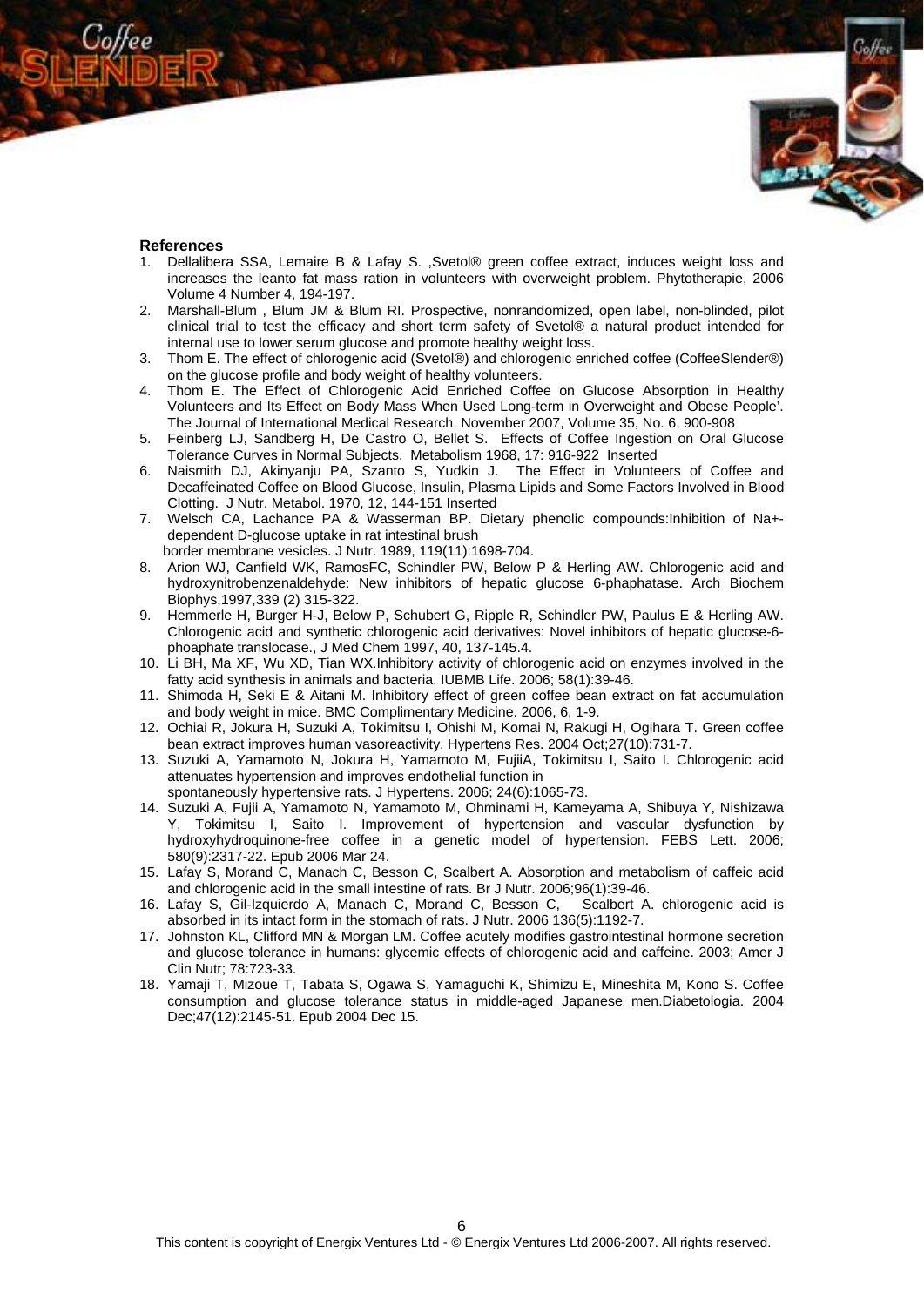## References

1. Dellalibera SSA, Lemaire B & Lafay S. ,Svetol® green coffee extract, induces weight loss and increases the leanto fat mass ration in volunteers with overweight problem. Phytotherapie, 2006 Volume 4 Number 4, 194-197.
2. Marshall-Blum , Blum JM & Blum RI. Prospective, nonrandomized, open label, non-blinded, pilot clinical trial to test the efficacy and short term safety of Svetol® a natural product intended for internal use to lower serum glucose and promote healthy weight loss.
3. Thom E. The effect of chlorogenic acid (Svetol®) and chlorogenic enriched coffee (CoffeeSlender®) on the glucose profile and body weight of healthy volunteers.
4. Thom E. The Effect of Chlorogenic Acid Enriched Coffee on Glucose Absorption in Healthy Volunteers and Its Effect on Body Mass When Used Long-term in Overweight and Obese People'. The Journal of International Medical Research. November 2007, Volume 35, No. 6, 900-908
5. Feinberg LJ, Sandberg H, De Castro O, Bellet S. Effects of Coffee Ingestion on Oral Glucose Tolerance Curves in Normal Subjects. Metabolism 1968, 17: 916-922 Inserted
6. Naismith DJ, Akinyanju PA, Szanto S, Yudkin J. The Effect in Volunteers of Coffee and Decaffeinated Coffee on Blood Glucose, Insulin, Plasma Lipids and Some Factors Involved in Blood Clotting. J Nutr. Metabol. 1970, 12, 144-151 Inserted
7. Welsch CA, Lachance PA & Wasserman BP. Dietary phenolic compounds:Inhibition of Na+-dependent D-glucose uptake in rat intestinal brush border membrane vesicles. J Nutr. 1989, 119(11):1698-704.
8. Arion WJ, Canfield WK, RamosFC, Schindler PW, Below P & Herling AW. Chlorogenic acid and hydroxynitrobenzenaldehyde: New inhibitors of hepatic glucose 6-phaphatase. Arch Biochem Biophys,1997,339 (2) 315-322.
9. Hemmerle H, Burger H-J, Below P, Schubert G, Ripple R, Schindler PW, Paulus E & Herling AW. Chlorogenic acid and synthetic chlorogenic acid derivatives: Novel inhibitors of hepatic glucose-6-phoaphate translocase., J Med Chem 1997, 40, 137-145.4.
10. Li BH, Ma XF, Wu XD, Tian WX.Inhibitory activity of chlorogenic acid on enzymes involved in the fatty acid synthesis in animals and bacteria. IUBMB Life. 2006; 58(1):39-46.
11. Shimoda H, Seki E & Aitani M. Inhibitory effect of green coffee bean extract on fat accumulation and body weight in mice. BMC Complimentary Medicine. 2006, 6, 1-9.
12. Ochiai R, Jokura H, Suzuki A, Tokimitsu I, Ohishi M, Komai N, Rakugi H, Ogihara T. Green coffee bean extract improves human vasoreactivity. Hypertens Res. 2004 Oct;27(10):731-7.
13. Suzuki A, Yamamoto N, Jokura H, Yamamoto M, FujiiA, Tokimitsu I, Saito I. Chlorogenic acid attenuates hypertension and improves endothelial function in spontaneously hypertensive rats. J Hypertens. 2006; 24(6):1065-73.
14. Suzuki A, Fujii A, Yamamoto N, Yamamoto M, Ohminami H, Kameyama A, Shibuya Y, Nishizawa Y, Tokimitsu I, Saito I. Improvement of hypertension and vascular dysfunction by hydroxyhydroquinone-free coffee in a genetic model of hypertension. FEBS Lett. 2006; 580(9):2317-22. Epub 2006 Mar 24.
15. Lafay S, Morand C, Manach C, Besson C, Scalbert A. Absorption and metabolism of caffeic acid and chlorogenic acid in the small intestine of rats. Br J Nutr. 2006;96(1):39-46.
16. Lafay S, Gil-Izquierdo A, Manach C, Morand C, Besson C, Scalbert A. chlorogenic acid is absorbed in its intact form in the stomach of rats. J Nutr. 2006 136(5):1192-7.
17. Johnston KL, Clifford MN & Morgan LM. Coffee acutely modifies gastrointestinal hormone secretion and glucose tolerance in humans: glycemic effects of chlorogenic acid and caffeine. 2003; Amer J Clin Nutr; 78:723-33.
18. Yamaji T, Mizoue T, Tabata S, Ogawa S, Yamaguchi K, Shimizu E, Mineshita M, Kono S. Coffee consumption and glucose tolerance status in middle-aged Japanese men.Diabetologia. 2004 Dec;47(12):2145-51. Epub 2004 Dec 15.